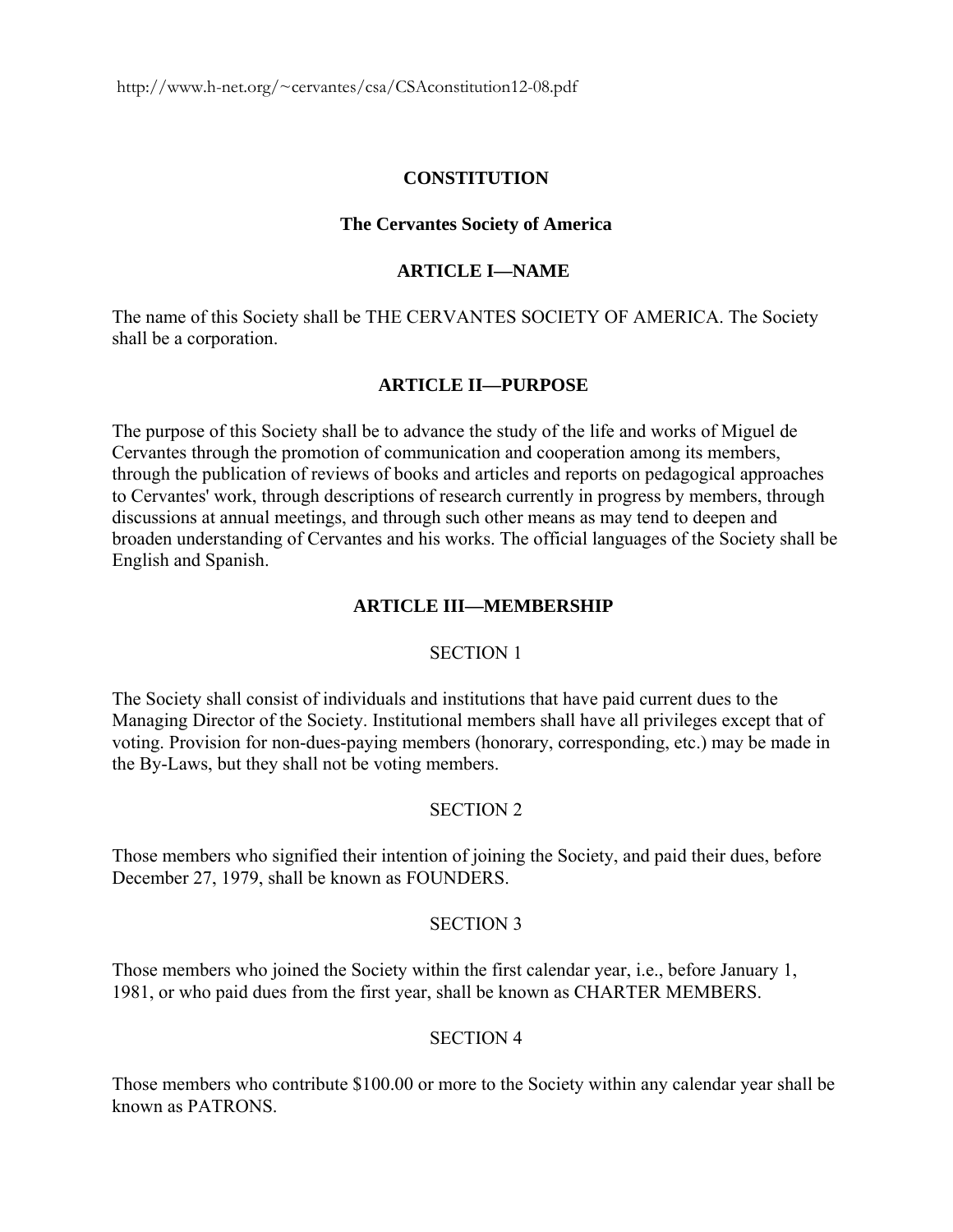http://www.h-net.org/~cervantes/csa/CSAconstitution12-08.pdf

# CONSTITUTION

## The Cervantes Society of America

### ARTICLE I—NAME

The name of this Society shall be THE CERVANTES SOCIETY OF AMERICA. The Society shall be a corporation.

### ARTICLE II—PURPOSE

The purpose of this Society shall be to advance the study of the life and works of Miguel de Cervantes through the promotion of communication and cooperation among its members, through the publication of reviews of books and articles and reports on pedagogical approaches to Cervantes' work, through descriptions of research currently in progress by members, through discussions at annual meetings, and through such other means as may tend to deepen and broaden understanding of Cervantes and his works. The official languages of the Society shall be English and Spanish.

### ARTICLE III—MEMBERSHIP

#### SECTION 1

The Society shall consist of individuals and institutions that have paid current dues to the Managing Director of the Society. Institutional members shall have all privileges except that of voting. Provision for non-dues-paying members (honorary, corresponding, etc.) may be made in the By-Laws, but they shall not be voting members.

#### SECTION 2

Those members who signified their intention of joining the Society, and paid their dues, before December 27, 1979, shall be known as FOUNDERS.

#### SECTION 3

Those members who joined the Society within the first calendar year, i.e., before January 1, 1981, or who paid dues from the first year, shall be known as CHARTER MEMBERS.

#### SECTION 4

Those members who contribute $100.00 or more to the Society within any calendar year shall be known as PATRONS.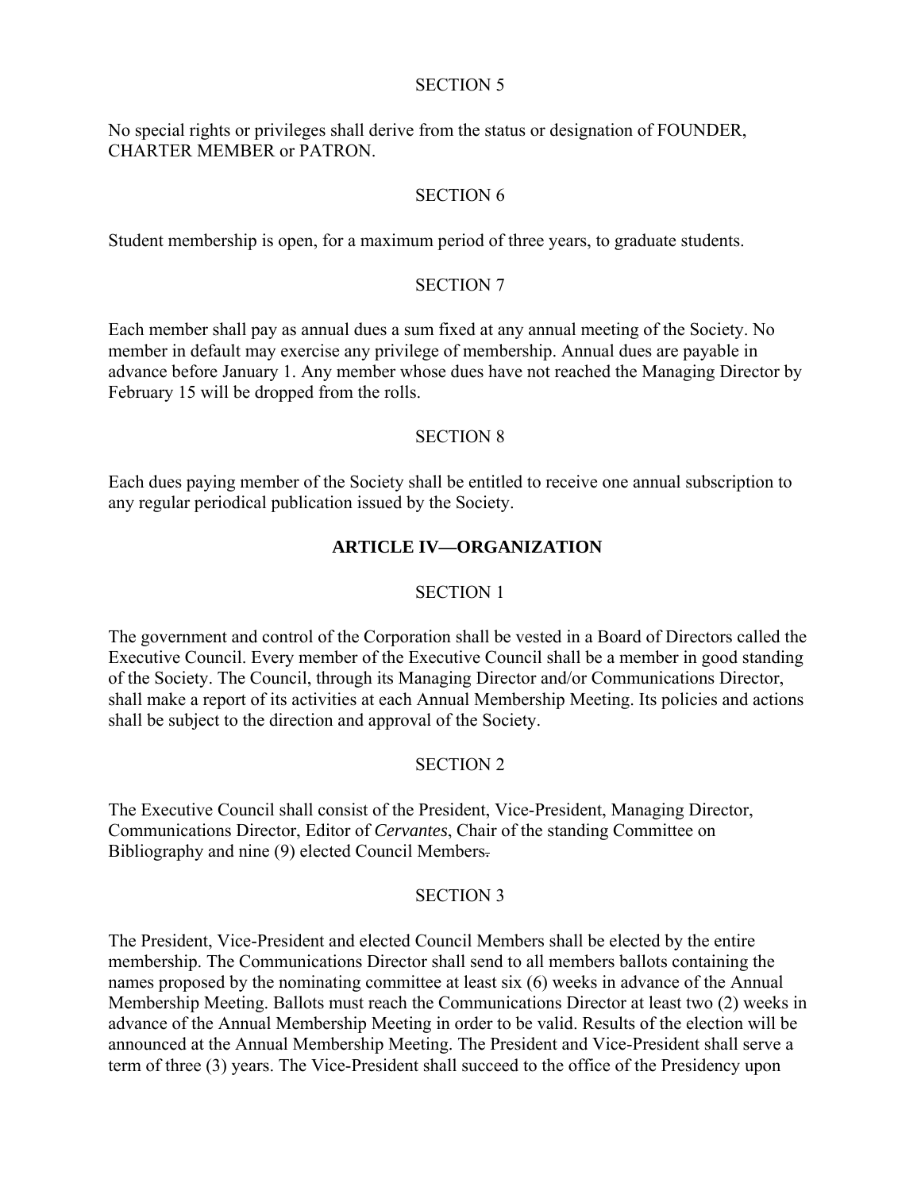SECTION 5

No special rights or privileges shall derive from the status or designation of FOUNDER, CHARTER MEMBER or PATRON.

SECTION 6

Student membership is open, for a maximum period of three years, to graduate students.

SECTION 7

Each member shall pay as annual dues a sum fixed at any annual meeting of the Society. No member in default may exercise any privilege of membership. Annual dues are payable in advance before January 1. Any member whose dues have not reached the Managing Director by February 15 will be dropped from the rolls.

SECTION 8

Each dues paying member of the Society shall be entitled to receive one annual subscription to any regular periodical publication issued by the Society.

## ARTICLE IV—ORGANIZATION

SECTION 1

The government and control of the Corporation shall be vested in a Board of Directors called the Executive Council. Every member of the Executive Council shall be a member in good standing of the Society. The Council, through its Managing Director and/or Communications Director, shall make a report of its activities at each Annual Membership Meeting. Its policies and actions shall be subject to the direction and approval of the Society.

SECTION 2

The Executive Council shall consist of the President, Vice-President, Managing Director, Communications Director, Editor of *Cervantes*, Chair of the standing Committee on Bibliography and nine (9) elected Council Members.

SECTION 3

The President, Vice-President and elected Council Members shall be elected by the entire membership. The Communications Director shall send to all members ballots containing the names proposed by the nominating committee at least six (6) weeks in advance of the Annual Membership Meeting. Ballots must reach the Communications Director at least two (2) weeks in advance of the Annual Membership Meeting in order to be valid. Results of the election will be announced at the Annual Membership Meeting. The President and Vice-President shall serve a term of three (3) years. The Vice-President shall succeed to the office of the Presidency upon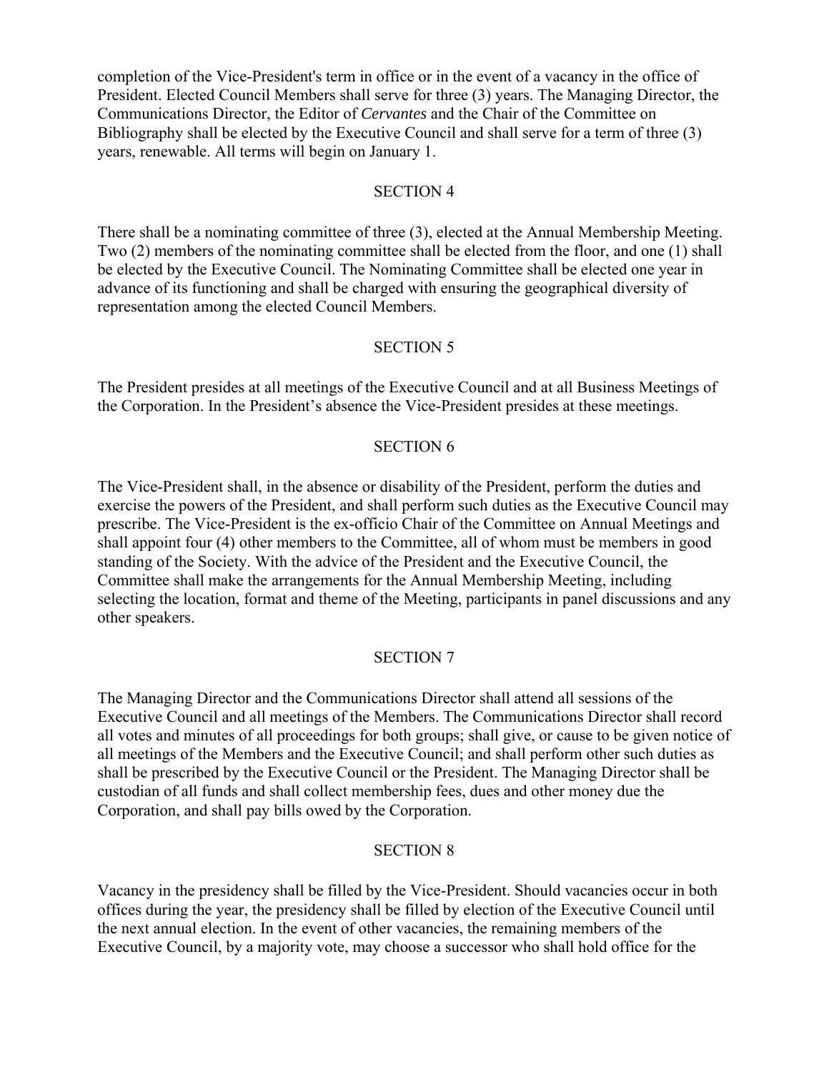completion of the Vice-President's term in office or in the event of a vacancy in the office of President. Elected Council Members shall serve for three (3) years. The Managing Director, the Communications Director, the Editor of *Cervantes* and the Chair of the Committee on Bibliography shall be elected by the Executive Council and shall serve for a term of three (3) years, renewable. All terms will begin on January 1.

## SECTION 4

There shall be a nominating committee of three (3), elected at the Annual Membership Meeting. Two (2) members of the nominating committee shall be elected from the floor, and one (1) shall be elected by the Executive Council. The Nominating Committee shall be elected one year in advance of its functioning and shall be charged with ensuring the geographical diversity of representation among the elected Council Members.

## SECTION 5

The President presides at all meetings of the Executive Council and at all Business Meetings of the Corporation. In the President's absence the Vice-President presides at these meetings.

## SECTION 6

The Vice-President shall, in the absence or disability of the President, perform the duties and exercise the powers of the President, and shall perform such duties as the Executive Council may prescribe. The Vice-President is the ex-officio Chair of the Committee on Annual Meetings and shall appoint four (4) other members to the Committee, all of whom must be members in good standing of the Society. With the advice of the President and the Executive Council, the Committee shall make the arrangements for the Annual Membership Meeting, including selecting the location, format and theme of the Meeting, participants in panel discussions and any other speakers.

## SECTION 7

The Managing Director and the Communications Director shall attend all sessions of the Executive Council and all meetings of the Members. The Communications Director shall record all votes and minutes of all proceedings for both groups; shall give, or cause to be given notice of all meetings of the Members and the Executive Council; and shall perform other such duties as shall be prescribed by the Executive Council or the President. The Managing Director shall be custodian of all funds and shall collect membership fees, dues and other money due the Corporation, and shall pay bills owed by the Corporation.

## SECTION 8

Vacancy in the presidency shall be filled by the Vice-President. Should vacancies occur in both offices during the year, the presidency shall be filled by election of the Executive Council until the next annual election. In the event of other vacancies, the remaining members of the Executive Council, by a majority vote, may choose a successor who shall hold office for the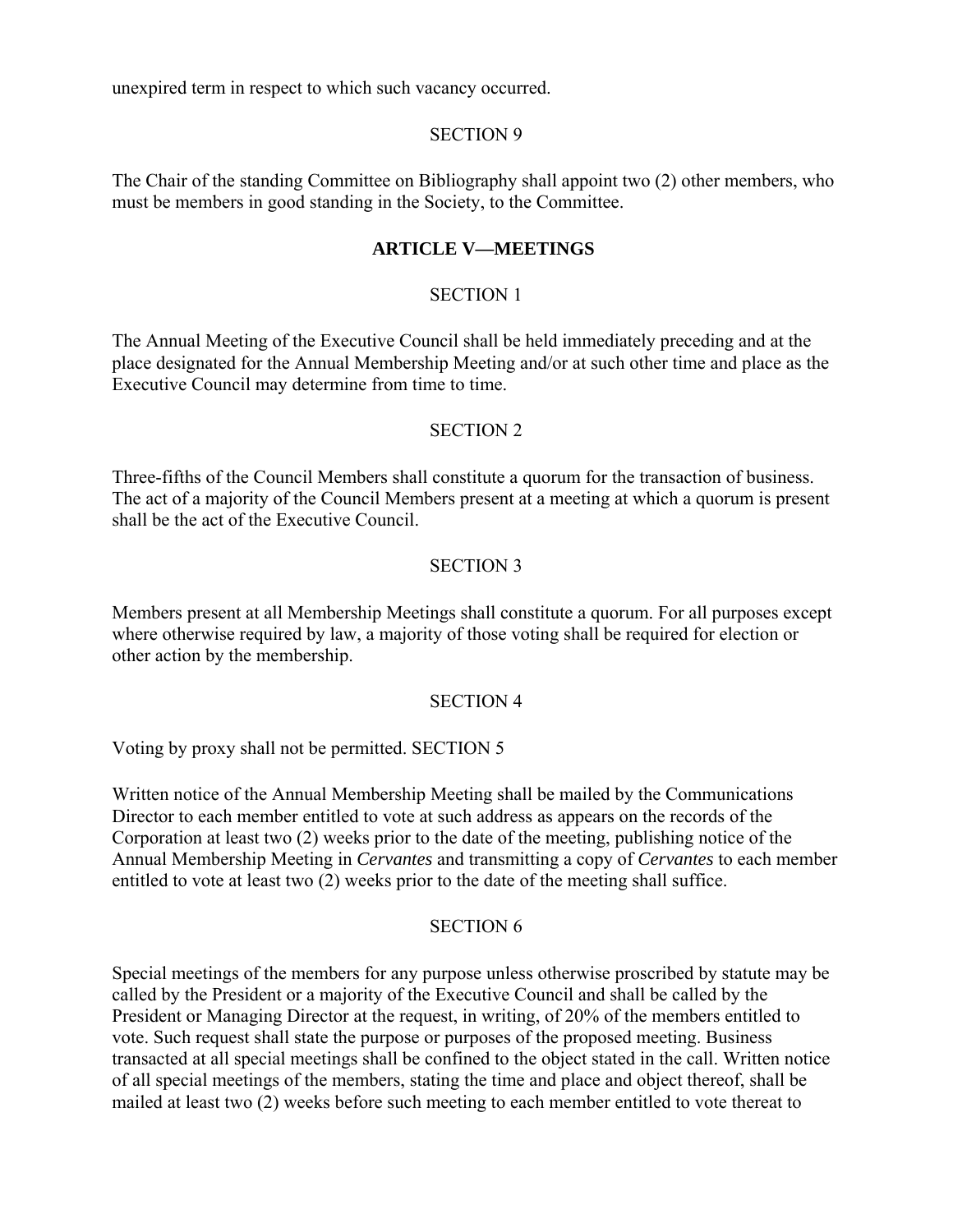unexpired term in respect to which such vacancy occurred.

SECTION 9

The Chair of the standing Committee on Bibliography shall appoint two (2) other members, who must be members in good standing in the Society, to the Committee.

## ARTICLE V—MEETINGS

SECTION 1

The Annual Meeting of the Executive Council shall be held immediately preceding and at the place designated for the Annual Membership Meeting and/or at such other time and place as the Executive Council may determine from time to time.

SECTION 2

Three-fifths of the Council Members shall constitute a quorum for the transaction of business. The act of a majority of the Council Members present at a meeting at which a quorum is present shall be the act of the Executive Council.

SECTION 3

Members present at all Membership Meetings shall constitute a quorum. For all purposes except where otherwise required by law, a majority of those voting shall be required for election or other action by the membership.

SECTION 4

Voting by proxy shall not be permitted. SECTION 5

Written notice of the Annual Membership Meeting shall be mailed by the Communications Director to each member entitled to vote at such address as appears on the records of the Corporation at least two (2) weeks prior to the date of the meeting, publishing notice of the Annual Membership Meeting in *Cervantes* and transmitting a copy of *Cervantes* to each member entitled to vote at least two (2) weeks prior to the date of the meeting shall suffice.

SECTION 6

Special meetings of the members for any purpose unless otherwise proscribed by statute may be called by the President or a majority of the Executive Council and shall be called by the President or Managing Director at the request, in writing, of 20% of the members entitled to vote. Such request shall state the purpose or purposes of the proposed meeting. Business transacted at all special meetings shall be confined to the object stated in the call. Written notice of all special meetings of the members, stating the time and place and object thereof, shall be mailed at least two (2) weeks before such meeting to each member entitled to vote thereat to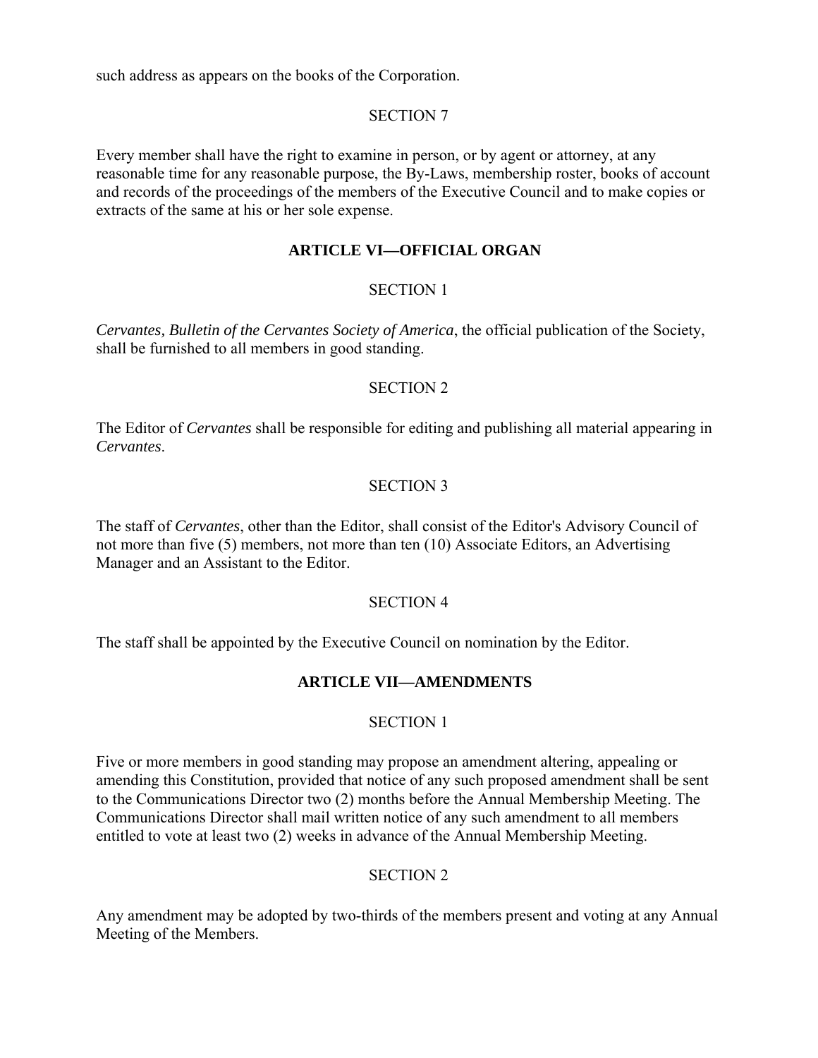such address as appears on the books of the Corporation.

SECTION 7

Every member shall have the right to examine in person, or by agent or attorney, at any reasonable time for any reasonable purpose, the By-Laws, membership roster, books of account and records of the proceedings of the members of the Executive Council and to make copies or extracts of the same at his or her sole expense.

## ARTICLE VI—OFFICIAL ORGAN

SECTION 1

*Cervantes, Bulletin of the Cervantes Society of America*, the official publication of the Society, shall be furnished to all members in good standing.

SECTION 2

The Editor of *Cervantes* shall be responsible for editing and publishing all material appearing in *Cervantes*.

SECTION 3

The staff of *Cervantes*, other than the Editor, shall consist of the Editor's Advisory Council of not more than five (5) members, not more than ten (10) Associate Editors, an Advertising Manager and an Assistant to the Editor.

SECTION 4

The staff shall be appointed by the Executive Council on nomination by the Editor.

## ARTICLE VII—AMENDMENTS

SECTION 1

Five or more members in good standing may propose an amendment altering, appealing or amending this Constitution, provided that notice of any such proposed amendment shall be sent to the Communications Director two (2) months before the Annual Membership Meeting. The Communications Director shall mail written notice of any such amendment to all members entitled to vote at least two (2) weeks in advance of the Annual Membership Meeting.

SECTION 2

Any amendment may be adopted by two-thirds of the members present and voting at any Annual Meeting of the Members.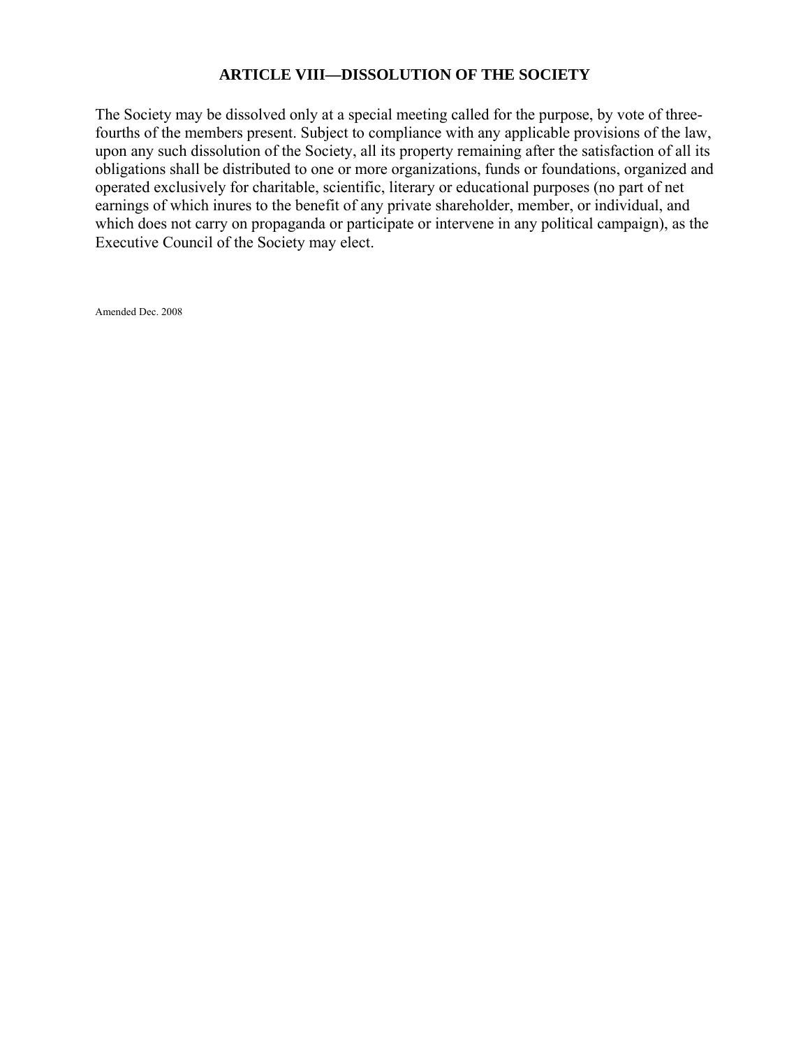## ARTICLE VIII—DISSOLUTION OF THE SOCIETY

The Society may be dissolved only at a special meeting called for the purpose, by vote of three-fourths of the members present. Subject to compliance with any applicable provisions of the law, upon any such dissolution of the Society, all its property remaining after the satisfaction of all its obligations shall be distributed to one or more organizations, funds or foundations, organized and operated exclusively for charitable, scientific, literary or educational purposes (no part of net earnings of which inures to the benefit of any private shareholder, member, or individual, and which does not carry on propaganda or participate or intervene in any political campaign), as the Executive Council of the Society may elect.

Amended Dec. 2008